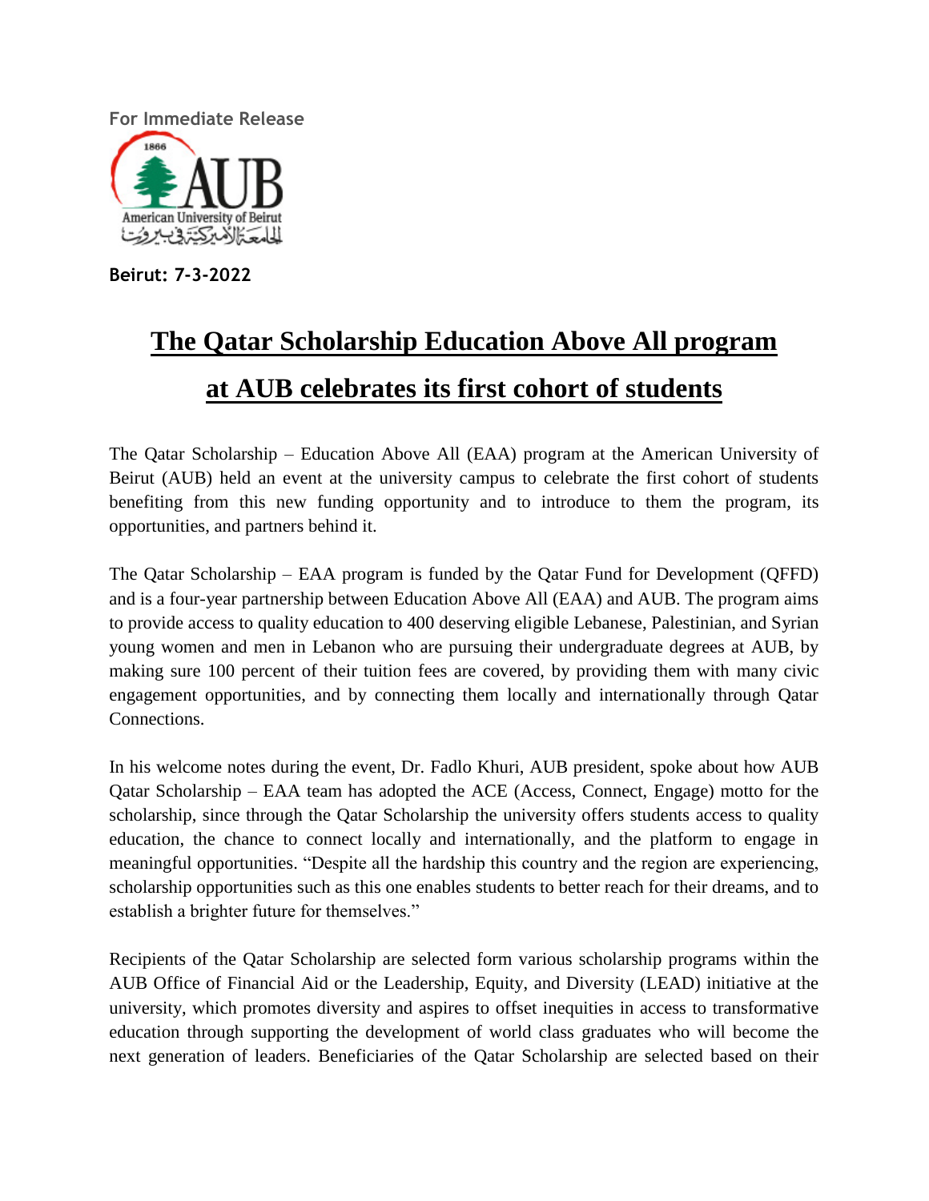For Immediate Release

**Beirut: 7-3-2022**

# The Qatar Scholarship Education Above All program at AUB celebrates its first cohort of students

The Qatar Scholarship – Education Above All (EAA) program at the American University of Beirut (AUB) held an event at the university campus to celebrate the first cohort of students benefiting from this new funding opportunity and to introduce to them the program, its opportunities, and partners behind it.

The Qatar Scholarship – EAA program is funded by the Qatar Fund for Development (QFFD) and is a four-year partnership between Education Above All (EAA) and AUB. The program aims to provide access to quality education to 400 deserving eligible Lebanese, Palestinian, and Syrian young women and men in Lebanon who are pursuing their undergraduate degrees at AUB, by making sure 100 percent of their tuition fees are covered, by providing them with many civic engagement opportunities, and by connecting them locally and internationally through Qatar Connections.

In his welcome notes during the event, Dr. Fadlo Khuri, AUB president, spoke about how AUB Qatar Scholarship – EAA team has adopted the ACE (Access, Connect, Engage) motto for the scholarship, since through the Qatar Scholarship the university offers students access to quality education, the chance to connect locally and internationally, and the platform to engage in meaningful opportunities. "Despite all the hardship this country and the region are experiencing, scholarship opportunities such as this one enables students to better reach for their dreams, and to establish a brighter future for themselves."

Recipients of the Qatar Scholarship are selected form various scholarship programs within the AUB Office of Financial Aid or the Leadership, Equity, and Diversity (LEAD) initiative at the university, which promotes diversity and aspires to offset inequities in access to transformative education through supporting the development of world class graduates who will become the next generation of leaders. Beneficiaries of the Qatar Scholarship are selected based on their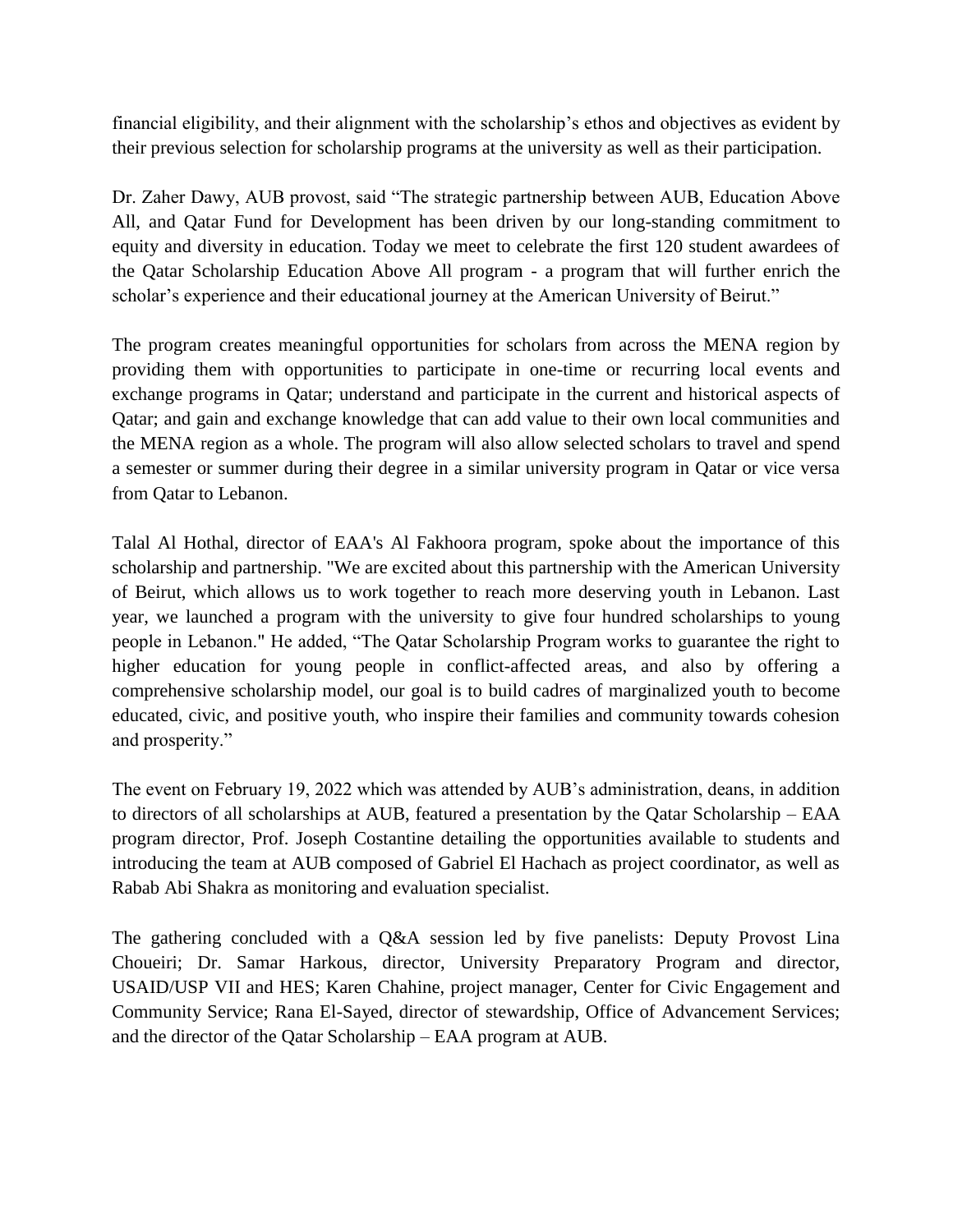financial eligibility, and their alignment with the scholarship's ethos and objectives as evident by their previous selection for scholarship programs at the university as well as their participation.

Dr. Zaher Dawy, AUB provost, said "The strategic partnership between AUB, Education Above All, and Qatar Fund for Development has been driven by our long-standing commitment to equity and diversity in education. Today we meet to celebrate the first 120 student awardees of the Qatar Scholarship Education Above All program - a program that will further enrich the scholar's experience and their educational journey at the American University of Beirut."

The program creates meaningful opportunities for scholars from across the MENA region by providing them with opportunities to participate in one-time or recurring local events and exchange programs in Qatar; understand and participate in the current and historical aspects of Qatar; and gain and exchange knowledge that can add value to their own local communities and the MENA region as a whole. The program will also allow selected scholars to travel and spend a semester or summer during their degree in a similar university program in Qatar or vice versa from Qatar to Lebanon.

Talal Al Hothal, director of EAA's Al Fakhoora program, spoke about the importance of this scholarship and partnership. "We are excited about this partnership with the American University of Beirut, which allows us to work together to reach more deserving youth in Lebanon. Last year, we launched a program with the university to give four hundred scholarships to young people in Lebanon." He added, "The Qatar Scholarship Program works to guarantee the right to higher education for young people in conflict-affected areas, and also by offering a comprehensive scholarship model, our goal is to build cadres of marginalized youth to become educated, civic, and positive youth, who inspire their families and community towards cohesion and prosperity."

The event on February 19, 2022 which was attended by AUB's administration, deans, in addition to directors of all scholarships at AUB, featured a presentation by the Qatar Scholarship – EAA program director, Prof. Joseph Costantine detailing the opportunities available to students and introducing the team at AUB composed of Gabriel El Hachach as project coordinator, as well as Rabab Abi Shakra as monitoring and evaluation specialist.

The gathering concluded with a Q&A session led by five panelists: Deputy Provost Lina Choueiri; Dr. Samar Harkous, director, University Preparatory Program and director, USAID/USP VII and HES; Karen Chahine, project manager, Center for Civic Engagement and Community Service; Rana El-Sayed, director of stewardship, Office of Advancement Services; and the director of the Qatar Scholarship – EAA program at AUB.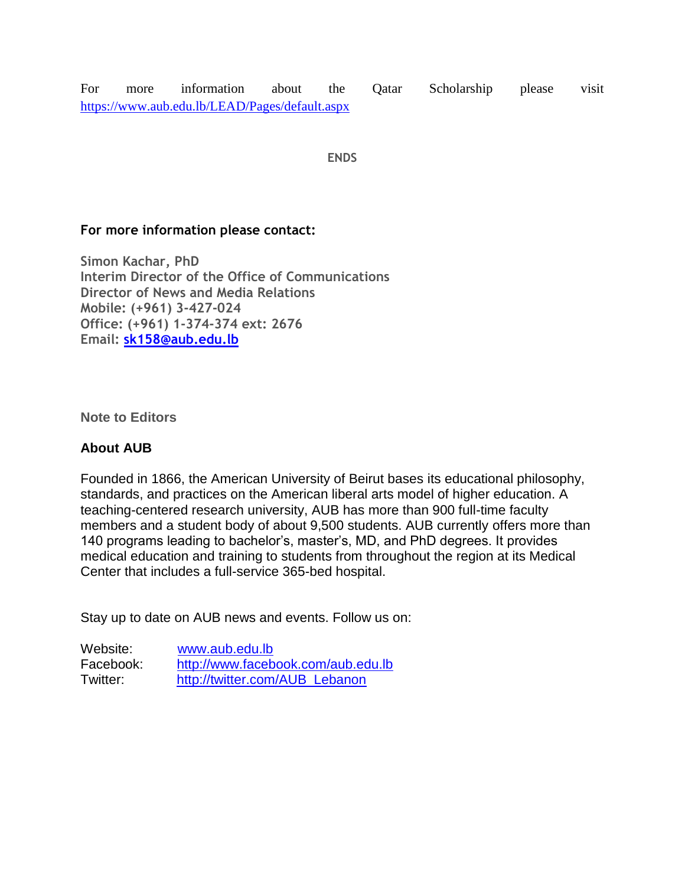For more information about the Qatar Scholarship please visit https://www.aub.edu.lb/LEAD/Pages/default.aspx

**ENDS**

**For more information please contact:**

**Simon Kachar, PhD**
**Interim Director of the Office of Communications**
**Director of News and Media Relations**
**Mobile: (+961) 3-427-024**
**Office: (+961) 1-374-374 ext: 2676**
**Email: sk158@aub.edu.lb**

**Note to Editors**

**About AUB**

Founded in 1866, the American University of Beirut bases its educational philosophy, standards, and practices on the American liberal arts model of higher education. A teaching-centered research university, AUB has more than 900 full-time faculty members and a student body of about 9,500 students. AUB currently offers more than 140 programs leading to bachelor's, master's, MD, and PhD degrees. It provides medical education and training to students from throughout the region at its Medical Center that includes a full-service 365-bed hospital.

Stay up to date on AUB news and events. Follow us on:

Website: www.aub.edu.lb
Facebook: http://www.facebook.com/aub.edu.lb
Twitter: http://twitter.com/AUB_Lebanon